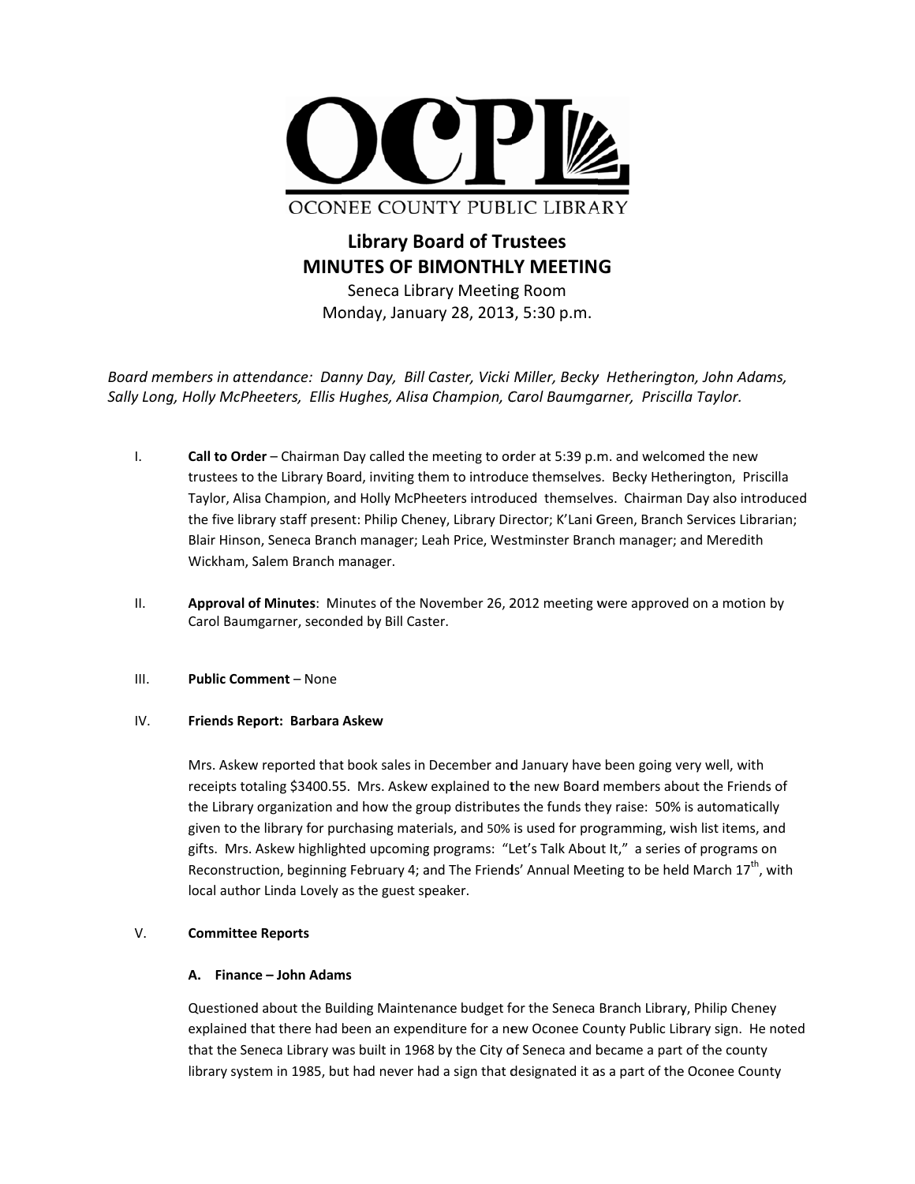OCPL

OCONEE COUNTY PUBLIC LIBRARY

# Library Board of Trustees
# MINUTES OF BIMONTHLY MEETING

Seneca Library Meeting Room
Monday, January 28, 2013, 5:30 p.m.

*Board members in attendance: Danny Day, Bill Caster, Vicki Miller, Becky Hetherington, John Adams, Sally Long, Holly McPheeters, Ellis Hughes, Alisa Champion, Carol Baumgarner, Priscilla Taylor.*

I. **Call to Order** – Chairman Day called the meeting to order at 5:39 p.m. and welcomed the new trustees to the Library Board, inviting them to introduce themselves. Becky Hetherington, Priscilla Taylor, Alisa Champion, and Holly McPheeters introduced themselves. Chairman Day also introduced the five library staff present: Philip Cheney, Library Director; K'Lani Green, Branch Services Librarian; Blair Hinson, Seneca Branch manager; Leah Price, Westminster Branch manager; and Meredith Wickham, Salem Branch manager.

II. **Approval of Minutes**: Minutes of the November 26, 2012 meeting were approved on a motion by Carol Baumgarner, seconded by Bill Caster.

III. **Public Comment** – None

IV. **Friends Report: Barbara Askew**

Mrs. Askew reported that book sales in December and January have been going very well, with receipts totaling $3400.55. Mrs. Askew explained to the new Board members about the Friends of the Library organization and how the group distributes the funds they raise: 50% is automatically given to the library for purchasing materials, and 50% is used for programming, wish list items, and gifts. Mrs. Askew highlighted upcoming programs: "Let's Talk About It," a series of programs on Reconstruction, beginning February 4; and The Friends' Annual Meeting to be held March 17th, with local author Linda Lovely as the guest speaker.

V. **Committee Reports**

**A. Finance – John Adams**

Questioned about the Building Maintenance budget for the Seneca Branch Library, Philip Cheney explained that there had been an expenditure for a new Oconee County Public Library sign. He noted that the Seneca Library was built in 1968 by the City of Seneca and became a part of the county library system in 1985, but had never had a sign that designated it as a part of the Oconee County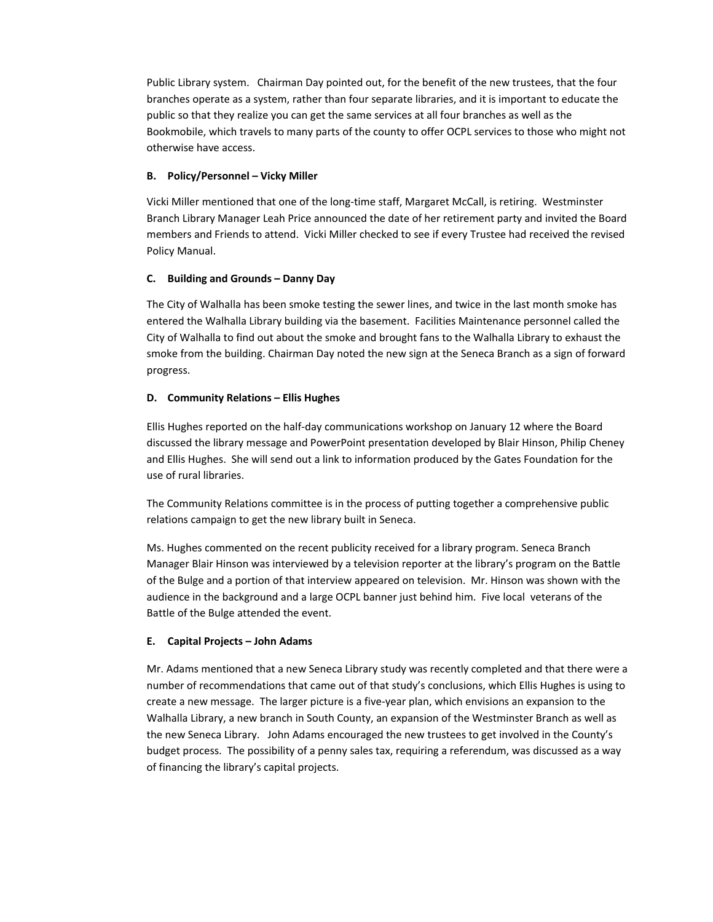Public Library system. Chairman Day pointed out, for the benefit of the new trustees, that the four branches operate as a system, rather than four separate libraries, and it is important to educate the public so that they realize you can get the same services at all four branches as well as the Bookmobile, which travels to many parts of the county to offer OCPL services to those who might not otherwise have access.

**B. Policy/Personnel – Vicky Miller**

Vicki Miller mentioned that one of the long-time staff, Margaret McCall, is retiring. Westminster Branch Library Manager Leah Price announced the date of her retirement party and invited the Board members and Friends to attend. Vicki Miller checked to see if every Trustee had received the revised Policy Manual.

**C. Building and Grounds – Danny Day**

The City of Walhalla has been smoke testing the sewer lines, and twice in the last month smoke has entered the Walhalla Library building via the basement. Facilities Maintenance personnel called the City of Walhalla to find out about the smoke and brought fans to the Walhalla Library to exhaust the smoke from the building. Chairman Day noted the new sign at the Seneca Branch as a sign of forward progress.

**D. Community Relations – Ellis Hughes**

Ellis Hughes reported on the half-day communications workshop on January 12 where the Board discussed the library message and PowerPoint presentation developed by Blair Hinson, Philip Cheney and Ellis Hughes. She will send out a link to information produced by the Gates Foundation for the use of rural libraries.

The Community Relations committee is in the process of putting together a comprehensive public relations campaign to get the new library built in Seneca.

Ms. Hughes commented on the recent publicity received for a library program. Seneca Branch Manager Blair Hinson was interviewed by a television reporter at the library's program on the Battle of the Bulge and a portion of that interview appeared on television. Mr. Hinson was shown with the audience in the background and a large OCPL banner just behind him. Five local veterans of the Battle of the Bulge attended the event.

**E. Capital Projects – John Adams**

Mr. Adams mentioned that a new Seneca Library study was recently completed and that there were a number of recommendations that came out of that study's conclusions, which Ellis Hughes is using to create a new message. The larger picture is a five-year plan, which envisions an expansion to the Walhalla Library, a new branch in South County, an expansion of the Westminster Branch as well as the new Seneca Library. John Adams encouraged the new trustees to get involved in the County's budget process. The possibility of a penny sales tax, requiring a referendum, was discussed as a way of financing the library's capital projects.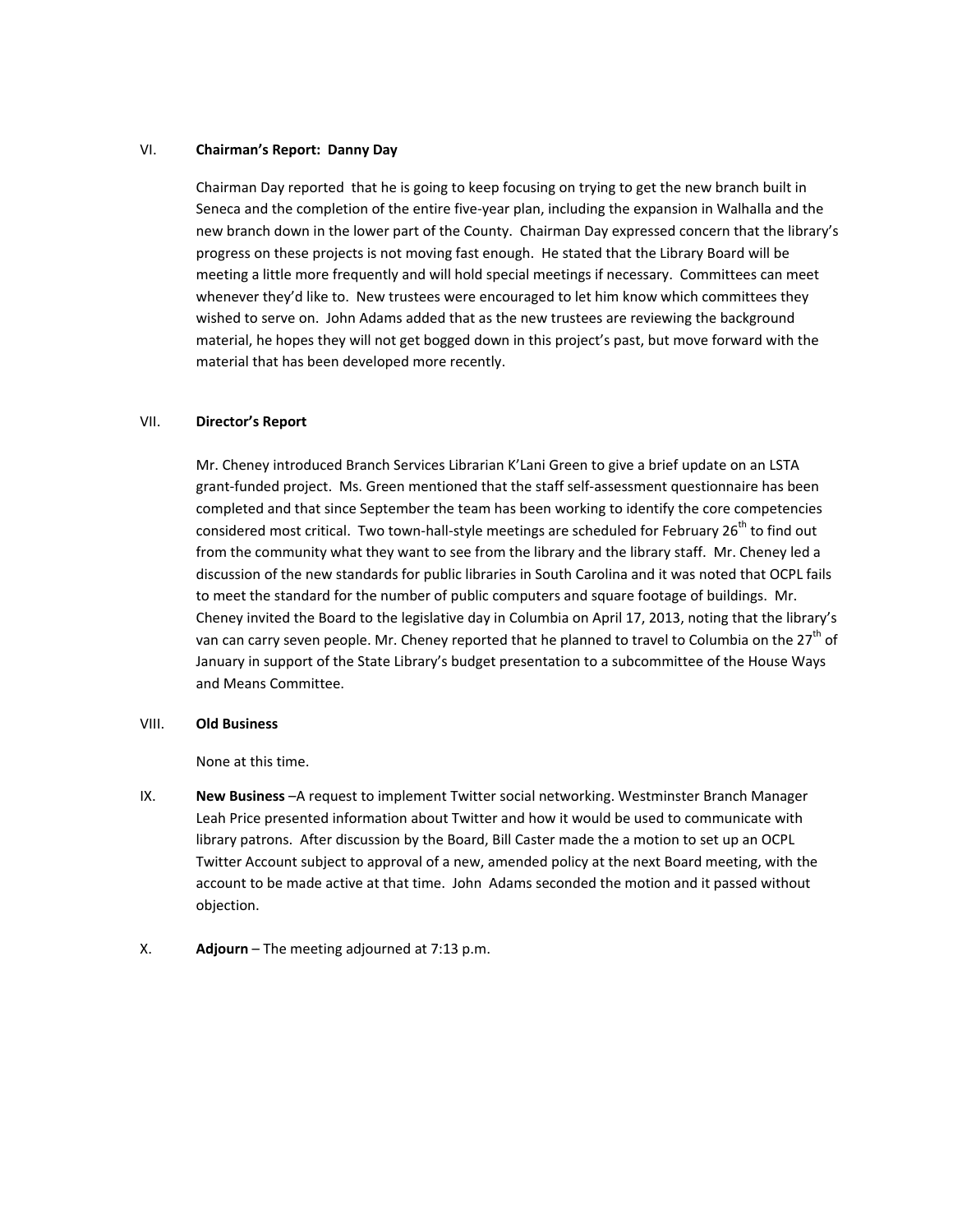VI. **Chairman's Report: Danny Day**

Chairman Day reported that he is going to keep focusing on trying to get the new branch built in Seneca and the completion of the entire five-year plan, including the expansion in Walhalla and the new branch down in the lower part of the County. Chairman Day expressed concern that the library's progress on these projects is not moving fast enough. He stated that the Library Board will be meeting a little more frequently and will hold special meetings if necessary. Committees can meet whenever they'd like to. New trustees were encouraged to let him know which committees they wished to serve on. John Adams added that as the new trustees are reviewing the background material, he hopes they will not get bogged down in this project's past, but move forward with the material that has been developed more recently.

VII. **Director's Report**

Mr. Cheney introduced Branch Services Librarian K'Lani Green to give a brief update on an LSTA grant-funded project. Ms. Green mentioned that the staff self-assessment questionnaire has been completed and that since September the team has been working to identify the core competencies considered most critical. Two town-hall-style meetings are scheduled for February 26th to find out from the community what they want to see from the library and the library staff. Mr. Cheney led a discussion of the new standards for public libraries in South Carolina and it was noted that OCPL fails to meet the standard for the number of public computers and square footage of buildings. Mr. Cheney invited the Board to the legislative day in Columbia on April 17, 2013, noting that the library's van can carry seven people. Mr. Cheney reported that he planned to travel to Columbia on the 27th of January in support of the State Library's budget presentation to a subcommittee of the House Ways and Means Committee.

VIII. **Old Business**

None at this time.

IX. **New Business** –A request to implement Twitter social networking. Westminster Branch Manager Leah Price presented information about Twitter and how it would be used to communicate with library patrons. After discussion by the Board, Bill Caster made the a motion to set up an OCPL Twitter Account subject to approval of a new, amended policy at the next Board meeting, with the account to be made active at that time. John Adams seconded the motion and it passed without objection.

X. **Adjourn** – The meeting adjourned at 7:13 p.m.